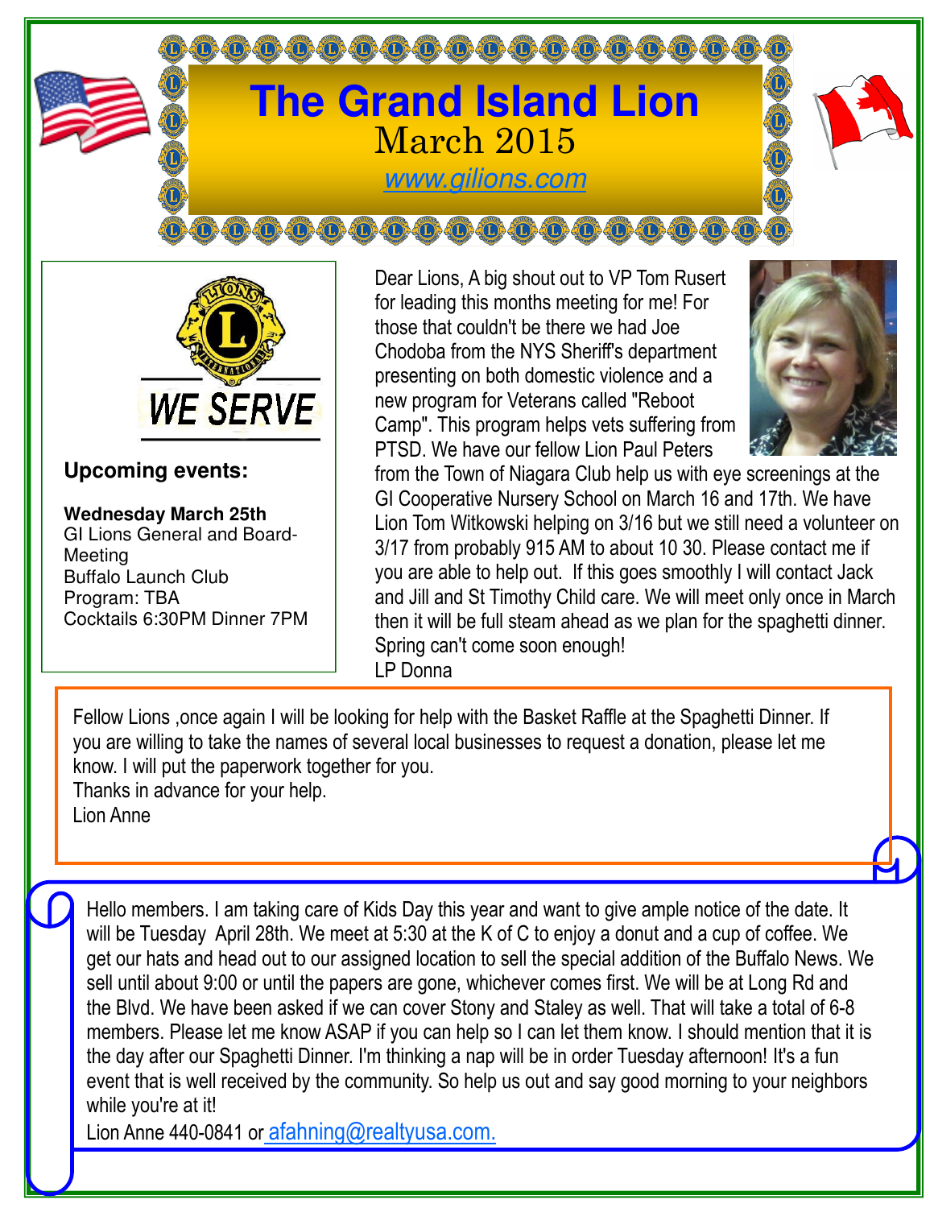# The Grand Island Lion

March 2015

www.gilions.com

WE SERVE

**Upcoming events:**

**Wednesday March 25th**
GI Lions General and Board-Meeting
Buffalo Launch Club
Program: TBA
Cocktails 6:30PM Dinner 7PM

Dear Lions, A big shout out to VP Tom Rusert for leading this months meeting for me! For those that couldn't be there we had Joe Chodoba from the NYS Sheriff's department presenting on both domestic violence and a new program for Veterans called "Reboot Camp". This program helps vets suffering from PTSD. We have our fellow Lion Paul Peters from the Town of Niagara Club help us with eye screenings at the GI Cooperative Nursery School on March 16 and 17th. We have Lion Tom Witkowski helping on 3/16 but we still need a volunteer on 3/17 from probably 915 AM to about 10 30. Please contact me if you are able to help out. If this goes smoothly I will contact Jack and Jill and St Timothy Child care. We will meet only once in March then it will be full steam ahead as we plan for the spaghetti dinner. Spring can't come soon enough!
LP Donna

Fellow Lions ,once again I will be looking for help with the Basket Raffle at the Spaghetti Dinner. If you are willing to take the names of several local businesses to request a donation, please let me know. I will put the paperwork together for you.
Thanks in advance for your help.
Lion Anne

Hello members. I am taking care of Kids Day this year and want to give ample notice of the date. It will be Tuesday April 28th. We meet at 5:30 at the K of C to enjoy a donut and a cup of coffee. We get our hats and head out to our assigned location to sell the special addition of the Buffalo News. We sell until about 9:00 or until the papers are gone, whichever comes first. We will be at Long Rd and the Blvd. We have been asked if we can cover Stony and Staley as well. That will take a total of 6-8 members. Please let me know ASAP if you can help so I can let them know. I should mention that it is the day after our Spaghetti Dinner. I'm thinking a nap will be in order Tuesday afternoon! It's a fun event that is well received by the community. So help us out and say good morning to your neighbors while you're at it!
Lion Anne 440-0841 or afahning@realtyusa.com.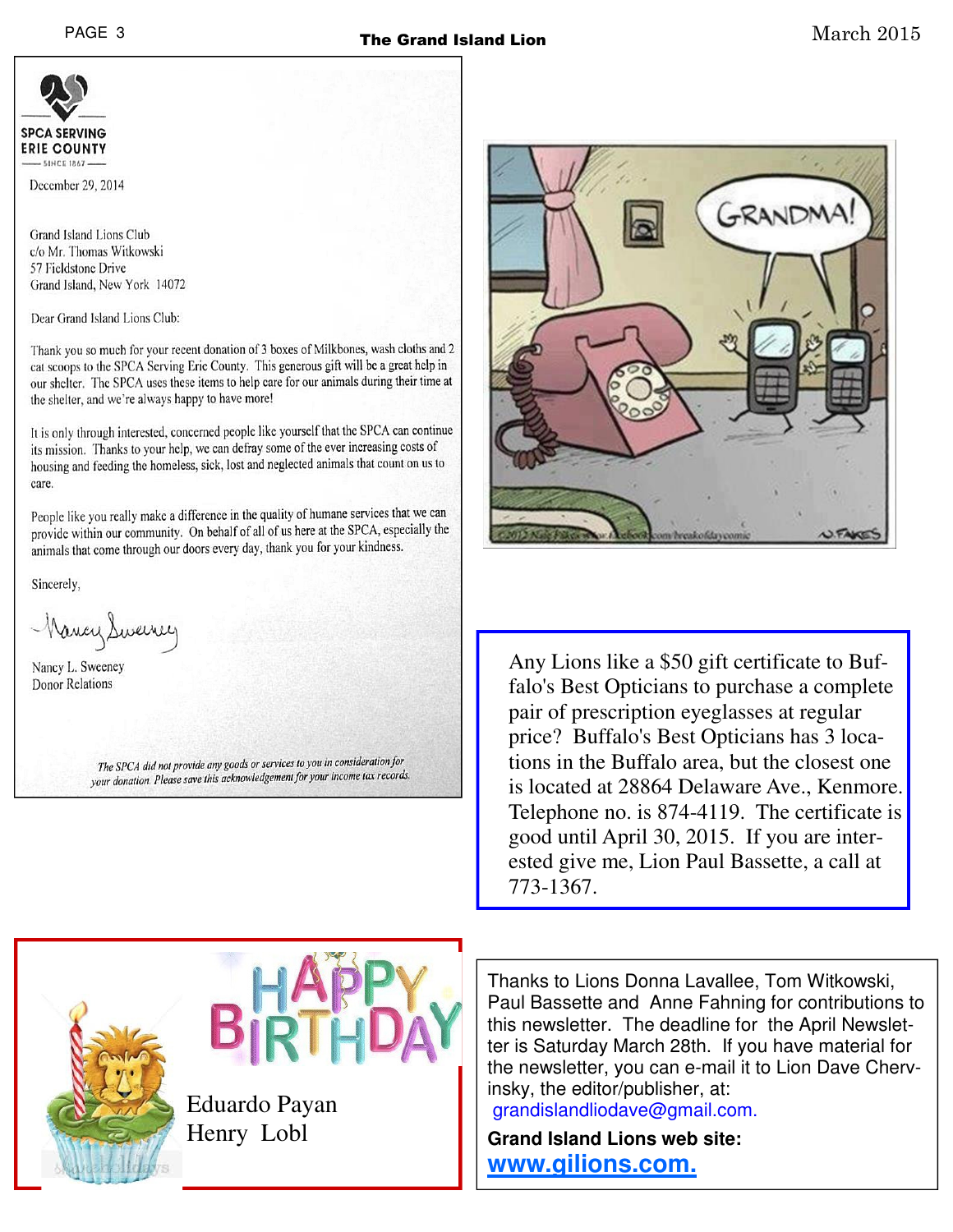SPCA SERVING ERIE COUNTY

SINCE 1867

December 29, 2014

Grand Island Lions Club
c/o Mr. Thomas Witkowski
57 Fieldstone Drive
Grand Island, New York 14072

Dear Grand Island Lions Club:

Thank you so much for your recent donation of 3 boxes of Milkbones, wash cloths and 2 cat scoops to the SPCA Serving Erie County. This generous gift will be a great help in our shelter. The SPCA uses these items to help care for our animals during their time at the shelter, and we're always happy to have more!

It is only through interested, concerned people like yourself that the SPCA can continue its mission. Thanks to your help, we can defray some of the ever increasing costs of housing and feeding the homeless, sick, lost and neglected animals that count on us to care.

People like you really make a difference in the quality of humane services that we can provide within our community. On behalf of all of us here at the SPCA, especially the animals that come through our doors every day, thank you for your kindness.

Sincerely,

Nancy L. Sweeney
Donor Relations

*The SPCA did not provide any goods or services to you in consideration for your donation. Please save this acknowledgement for your income tax records.*

Any Lions like a $50 gift certificate to Buffalo's Best Opticians to purchase a complete pair of prescription eyeglasses at regular price? Buffalo's Best Opticians has 3 locations in the Buffalo area, but the closest one is located at 28864 Delaware Ave., Kenmore. Telephone no. is 874-4119. The certificate is good until April 30, 2015. If you are interested give me, Lion Paul Bassette, a call at 773-1367.

**HAPPY BIRTHDAY**

Eduardo Payan
Henry Lobl

Thanks to Lions Donna Lavallee, Tom Witkowski, Paul Bassette and Anne Fahning for contributions to this newsletter. The deadline for the April Newsletter is Saturday March 28th. If you have material for the newsletter, you can e-mail it to Lion Dave Chervinsky, the editor/publisher, at: grandislandliodave@gmail.com.

**Grand Island Lions web site:**

**www.gilions.com.**